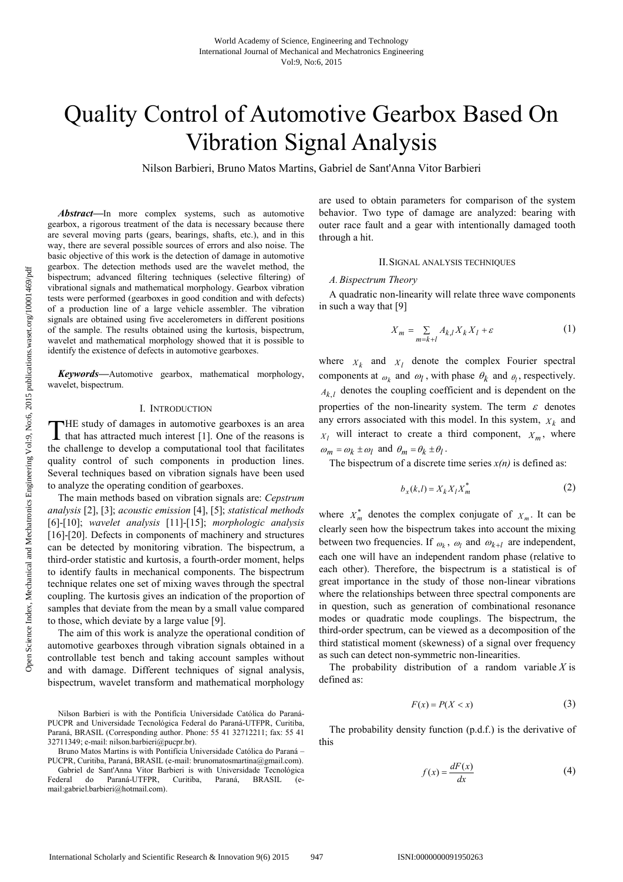# Quality Control of Automotive Gearbox Based On Vibration Signal Analysis

Nilson Barbieri, Bruno Matos Martins, Gabriel de Sant'Anna Vitor Barbieri

***Abstract*****—**In more complex systems, such as automotive gearbox, a rigorous treatment of the data is necessary because there are several moving parts (gears, bearings, shafts, etc.), and in this way, there are several possible sources of errors and also noise. The basic objective of this work is the detection of damage in automotive gearbox. The detection methods used are the wavelet method, the bispectrum; advanced filtering techniques (selective filtering) of vibrational signals and mathematical morphology. Gearbox vibration tests were performed (gearboxes in good condition and with defects) of a production line of a large vehicle assembler. The vibration signals are obtained using five accelerometers in different positions of the sample. The results obtained using the kurtosis, bispectrum, wavelet and mathematical morphology showed that it is possible to identify the existence of defects in automotive gearboxes.

***Keywords*****—**Automotive gearbox, mathematical morphology, wavelet, bispectrum.

## I. Introduction

THE study of damages in automotive gearboxes is an area that has attracted much interest [1]. One of the reasons is the challenge to develop a computational tool that facilitates quality control of such components in production lines. Several techniques based on vibration signals have been used to analyze the operating condition of gearboxes.

The main methods based on vibration signals are: *Cepstrum analysis* [2], [3]; *acoustic emission* [4], [5]; *statistical methods* [6]-[10]; *wavelet analysis* [11]-[15]; *morphologic analysis* [16]-[20]. Defects in components of machinery and structures can be detected by monitoring vibration. The bispectrum, a third-order statistic and kurtosis, a fourth-order moment, helps to identify faults in mechanical components. The bispectrum technique relates one set of mixing waves through the spectral coupling. The kurtosis gives an indication of the proportion of samples that deviate from the mean by a small value compared to those, which deviate by a large value [9].

The aim of this work is analyze the operational condition of automotive gearboxes through vibration signals obtained in a controllable test bench and taking account samples without and with damage. Different techniques of signal analysis, bispectrum, wavelet transform and mathematical morphology are used to obtain parameters for comparison of the system behavior. Two type of damage are analyzed: bearing with outer race fault and a gear with intentionally damaged tooth through a hit.

Nilson Barbieri is with the Pontifícia Universidade Católica do Paraná-PUCPR and Universidade Tecnológica Federal do Paraná-UTFPR, Curitiba, Paraná, BRASIL (Corresponding author. Phone: 55 41 32712211; fax: 55 41 32711349; e-mail: nilson.barbieri@pucpr.br).

Bruno Matos Martins is with Pontifícia Universidade Católica do Paraná – PUCPR, Curitiba, Paraná, BRASIL (e-mail: brunomatosmartina@gmail.com).

Gabriel de Sant'Anna Vitor Barbieri is with Universidade Tecnológica Federal do Paraná-UTFPR, Curitiba, Paraná, BRASIL (e-mail:gabriel.barbieri@hotmail.com).

## II. Signal analysis techniques

### *A. Bispectrum Theory*

A quadratic non-linearity will relate three wave components in such a way that [9]

$$X_m = \sum_{m=k+l} A_{k,l} X_k X_l + \varepsilon \tag{1}$$

where $X_k$ and $X_l$ denote the complex Fourier spectral components at $\omega_k$ and $\omega_l$, with phase $\theta_k$ and $\theta_l$, respectively. $A_{k,l}$ denotes the coupling coefficient and is dependent on the properties of the non-linearity system. The term $\varepsilon$ denotes any errors associated with this model. In this system, $X_k$ and $X_l$ will interact to create a third component, $X_m$, where $\omega_m = \omega_k \pm \omega_l$ and $\theta_m = \theta_k \pm \theta_l$.

The bispectrum of a discrete time series *x(n)* is defined as:

$$b_x(k,l) = X_k X_l X_m^* \tag{2}$$

where $X_m^*$ denotes the complex conjugate of $X_m$. It can be clearly seen how the bispectrum takes into account the mixing between two frequencies. If $\omega_k$, $\omega_l$ and $\omega_{k+l}$ are independent, each one will have an independent random phase (relative to each other). Therefore, the bispectrum is a statistical is of great importance in the study of those non-linear vibrations where the relationships between three spectral components are in question, such as generation of combinational resonance modes or quadratic mode couplings. The bispectrum, the third-order spectrum, can be viewed as a decomposition of the third statistical moment (skewness) of a signal over frequency as such can detect non-symmetric non-linearities.

The probability distribution of a random variable $X$ is defined as:

$$F(x) = P(X < x) \tag{3}$$

The probability density function (p.d.f.) is the derivative of this

$$f(x) = \frac{dF(x)}{dx} \tag{4}$$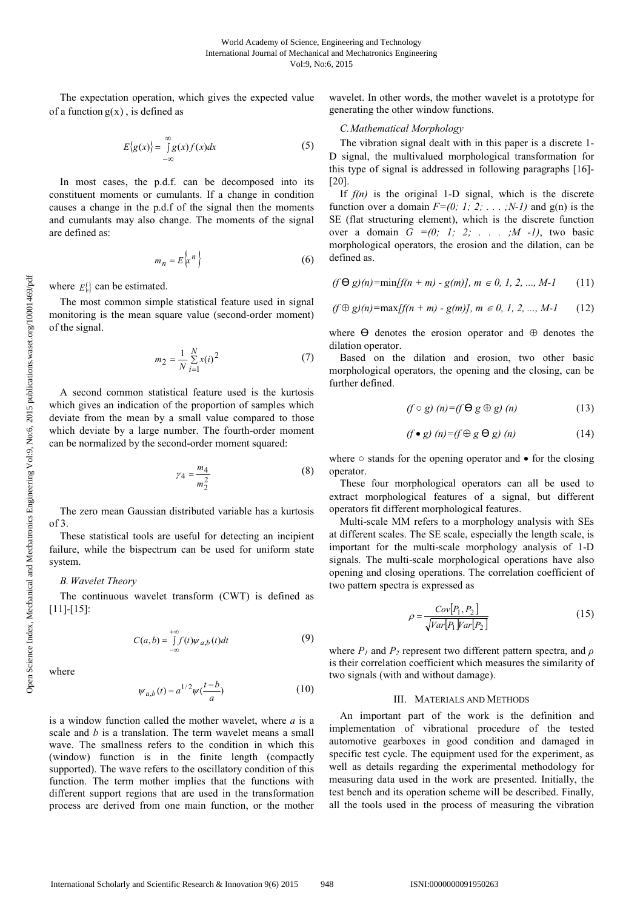The expectation operation, which gives the expected value of a function $g(x)$ , is defined as

$$E\{g(x)\} = \int_{-\infty}^{\infty} g(x) f(x) dx \tag{5}$$

In most cases, the p.d.f. can be decomposed into its constituent moments or cumulants. If a change in condition causes a change in the p.d.f of the signal then the moments and cumulants may also change. The moments of the signal are defined as:

$$m_n = E\{x^n\} \tag{6}$$

where $E\{\}$ can be estimated.

The most common simple statistical feature used in signal monitoring is the mean square value (second-order moment) of the signal.

$$m_2 = \frac{1}{N} \sum_{i=1}^{N} x(i)^2 \tag{7}$$

A second common statistical feature used is the kurtosis which gives an indication of the proportion of samples which deviate from the mean by a small value compared to those which deviate by a large number. The fourth-order moment can be normalized by the second-order moment squared:

$$\gamma_4 = \frac{m_4}{m_2^2} \tag{8}$$

The zero mean Gaussian distributed variable has a kurtosis of 3.

These statistical tools are useful for detecting an incipient failure, while the bispectrum can be used for uniform state system.

### *B. Wavelet Theory*

The continuous wavelet transform (CWT) is defined as [11]-[15]:

$$C(a,b) = \int_{-\infty}^{+\infty} f(t) \psi_{a,b}(t) dt \tag{9}$$

where

$$\psi_{a,b}(t) = a^{1/2} \psi\left(\frac{t-b}{a}\right) \tag{10}$$

is a window function called the mother wavelet, where *a* is a scale and *b* is a translation. The term wavelet means a small wave. The smallness refers to the condition in which this (window) function is in the finite length (compactly supported). The wave refers to the oscillatory condition of this function. The term mother implies that the functions with different support regions that are used in the transformation process are derived from one main function, or the mother wavelet. In other words, the mother wavelet is a prototype for generating the other window functions.

### *C. Mathematical Morphology*

The vibration signal dealt with in this paper is a discrete 1-D signal, the multivalued morphological transformation for this type of signal is addressed in following paragraphs [16]-[20].

If $f(n)$ is the original 1-D signal, which is the discrete function over a domain $F=(0; 1; 2; . . . ;N-1)$ and $g(n)$ is the SE (flat structuring element), which is the discrete function over a domain $G =(0; 1; 2; . . . ;M -1)$, two basic morphological operators, the erosion and the dilation, can be defined as.

$$(f \ominus g)(n) = \min[f(n+m) - g(m)],\ m \in 0, 1, 2, ..., M-1 \tag{11}$$

$$(f \oplus g)(n) = \max[f(n+m) - g(m)],\ m \in 0, 1, 2, ..., M-1 \tag{12}$$

where $\ominus$ denotes the erosion operator and $\oplus$ denotes the dilation operator.

Based on the dilation and erosion, two other basic morphological operators, the opening and the closing, can be further defined.

$$(f \circ g)(n) = (f \ominus g \oplus g)(n) \tag{13}$$

$$(f \bullet g)(n) = (f \oplus g \ominus g)(n) \tag{14}$$

where $\circ$ stands for the opening operator and $\bullet$ for the closing operator.

These four morphological operators can all be used to extract morphological features of a signal, but different operators fit different morphological features.

Multi-scale MM refers to a morphology analysis with SEs at different scales. The SE scale, especially the length scale, is important for the multi-scale morphology analysis of 1-D signals. The multi-scale morphological operations have also opening and closing operations. The correlation coefficient of two pattern spectra is expressed as

$$\rho = \frac{Cov[P_1, P_2]}{\sqrt{Var[P_1]Var[P_2]}} \tag{15}$$

where $P_1$ and $P_2$ represent two different pattern spectra, and $\rho$ is their correlation coefficient which measures the similarity of two signals (with and without damage).

## III. Materials and Methods

An important part of the work is the definition and implementation of vibrational procedure of the tested automotive gearboxes in good condition and damaged in specific test cycle. The equipment used for the experiment, as well as details regarding the experimental methodology for measuring data used in the work are presented. Initially, the test bench and its operation scheme will be described. Finally, all the tools used in the process of measuring the vibration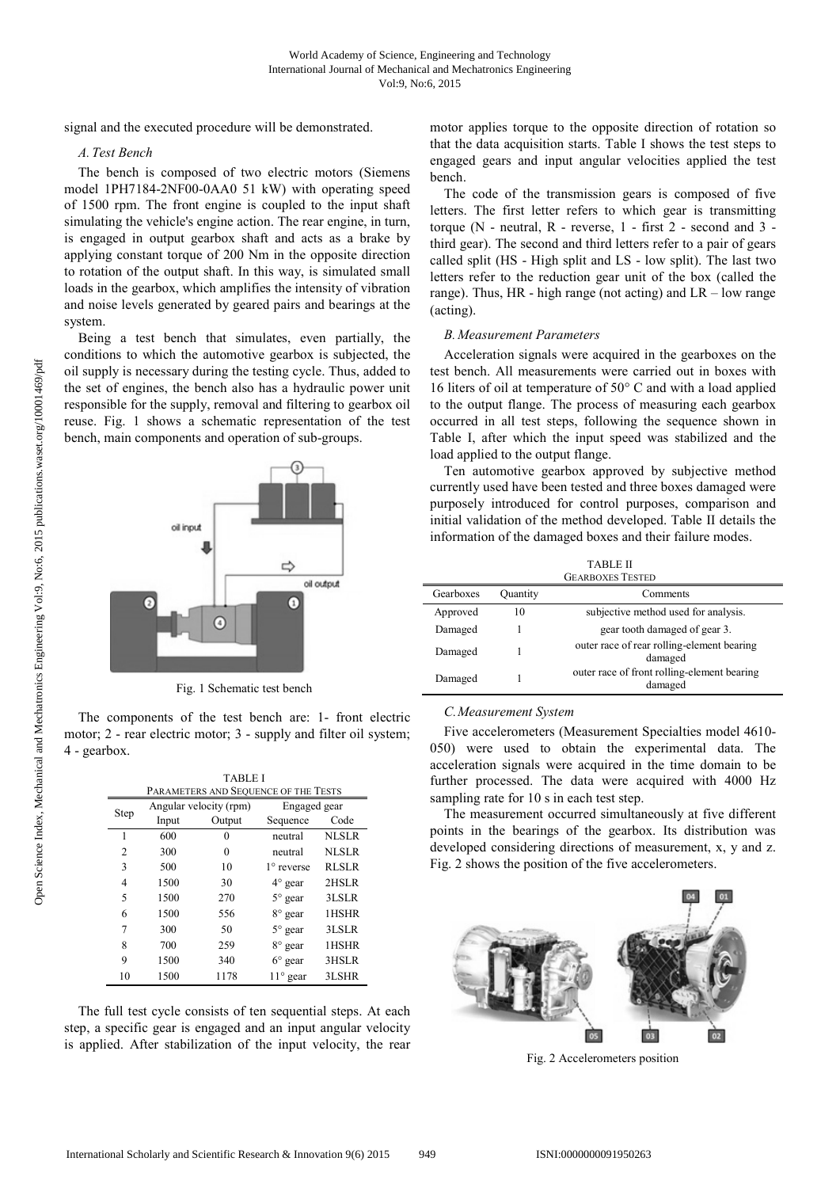signal and the executed procedure will be demonstrated.

### *A. Test Bench*

The bench is composed of two electric motors (Siemens model 1PH7184-2NF00-0AA0 51 kW) with operating speed of 1500 rpm. The front engine is coupled to the input shaft simulating the vehicle's engine action. The rear engine, in turn, is engaged in output gearbox shaft and acts as a brake by applying constant torque of 200 Nm in the opposite direction to rotation of the output shaft. In this way, is simulated small loads in the gearbox, which amplifies the intensity of vibration and noise levels generated by geared pairs and bearings at the system.

Being a test bench that simulates, even partially, the conditions to which the automotive gearbox is subjected, the oil supply is necessary during the testing cycle. Thus, added to the set of engines, the bench also has a hydraulic power unit responsible for the supply, removal and filtering to gearbox oil reuse. Fig. 1 shows a schematic representation of the test bench, main components and operation of sub-groups.

Fig. 1 Schematic test bench

The components of the test bench are: 1- front electric motor; 2 - rear electric motor; 3 - supply and filter oil system; 4 - gearbox.

TABLE I
PARAMETERS AND SEQUENCE OF THE TESTS

| Step | Angular velocity (rpm) | | Engaged gear | |
|---|---|---|---|---|
| | Input | Output | Sequence | Code |
| 1 | 600 | 0 | neutral | NLSLR |
| 2 | 300 | 0 | neutral | NLSLR |
| 3 | 500 | 10 | 1° reverse | RLSLR |
| 4 | 1500 | 30 | 4° gear | 2HSLR |
| 5 | 1500 | 270 | 5° gear | 3LSLR |
| 6 | 1500 | 556 | 8° gear | 1HSHR |
| 7 | 300 | 50 | 5° gear | 3LSLR |
| 8 | 700 | 259 | 8° gear | 1HSHR |
| 9 | 1500 | 340 | 6° gear | 3HSLR |
| 10 | 1500 | 1178 | 11° gear | 3LSHR |

The full test cycle consists of ten sequential steps. At each step, a specific gear is engaged and an input angular velocity is applied. After stabilization of the input velocity, the rear motor applies torque to the opposite direction of rotation so that the data acquisition starts. Table I shows the test steps to engaged gears and input angular velocities applied the test bench.

The code of the transmission gears is composed of five letters. The first letter refers to which gear is transmitting torque (N - neutral, R - reverse, 1 - first 2 - second and 3 - third gear). The second and third letters refer to a pair of gears called split (HS - High split and LS - low split). The last two letters refer to the reduction gear unit of the box (called the range). Thus, HR - high range (not acting) and LR – low range (acting).

### *B. Measurement Parameters*

Acceleration signals were acquired in the gearboxes on the test bench. All measurements were carried out in boxes with 16 liters of oil at temperature of 50° C and with a load applied to the output flange. The process of measuring each gearbox occurred in all test steps, following the sequence shown in Table I, after which the input speed was stabilized and the load applied to the output flange.

Ten automotive gearbox approved by subjective method currently used have been tested and three boxes damaged were purposely introduced for control purposes, comparison and initial validation of the method developed. Table II details the information of the damaged boxes and their failure modes.

TABLE II
GEARBOXES TESTED

| Gearboxes | Quantity | Comments |
|---|---|---|
| Approved | 10 | subjective method used for analysis. |
| Damaged | 1 | gear tooth damaged of gear 3. |
| Damaged | 1 | outer race of rear rolling-element bearing damaged |
| Damaged | 1 | outer race of front rolling-element bearing damaged |

### *C. Measurement System*

Five accelerometers (Measurement Specialties model 4610-050) were used to obtain the experimental data. The acceleration signals were acquired in the time domain to be further processed. The data were acquired with 4000 Hz sampling rate for 10 s in each test step.

The measurement occurred simultaneously at five different points in the bearings of the gearbox. Its distribution was developed considering directions of measurement, x, y and z. Fig. 2 shows the position of the five accelerometers.

Fig. 2 Accelerometers position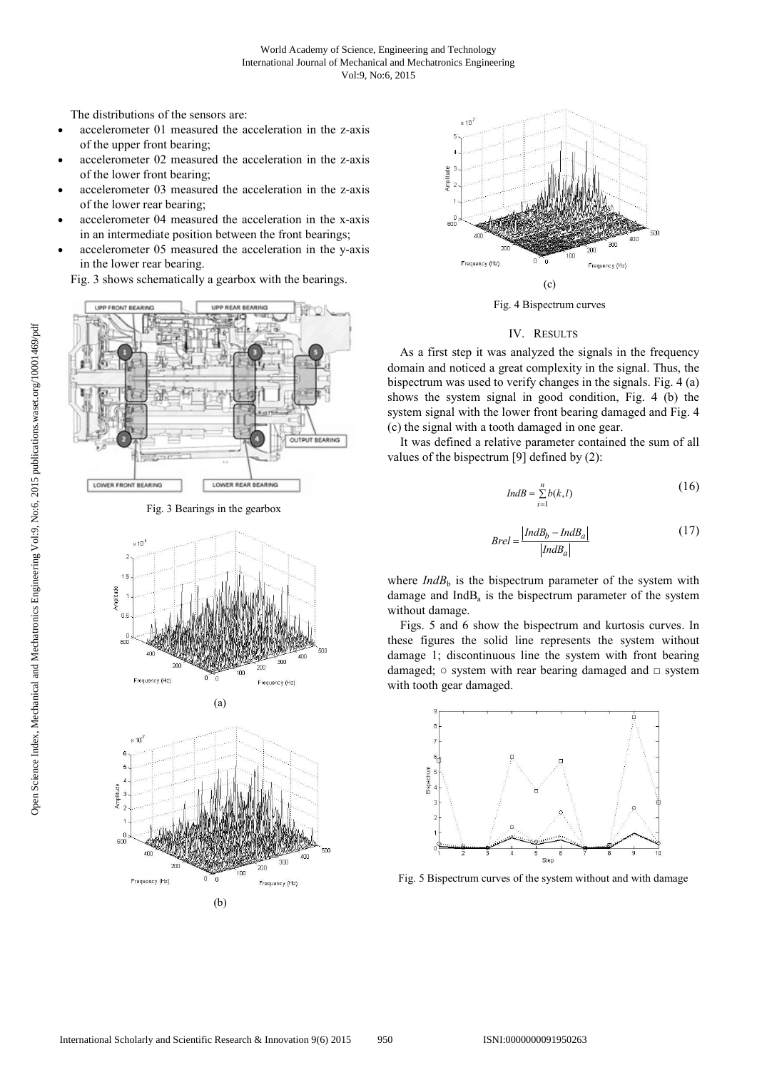The distributions of the sensors are:

- accelerometer 01 measured the acceleration in the z-axis of the upper front bearing;
- accelerometer 02 measured the acceleration in the z-axis of the lower front bearing;
- accelerometer 03 measured the acceleration in the z-axis of the lower rear bearing;
- accelerometer 04 measured the acceleration in the x-axis in an intermediate position between the front bearings;
- accelerometer 05 measured the acceleration in the y-axis in the lower rear bearing.

Fig. 3 shows schematically a gearbox with the bearings.

Fig. 3 Bearings in the gearbox

(a)

(b)

(c)

Fig. 4 Bispectrum curves

## IV. Results

As a first step it was analyzed the signals in the frequency domain and noticed a great complexity in the signal. Thus, the bispectrum was used to verify changes in the signals. Fig. 4 (a) shows the system signal in good condition, Fig. 4 (b) the system signal with the lower front bearing damaged and Fig. 4 (c) the signal with a tooth damaged in one gear.

It was defined a relative parameter contained the sum of all values of the bispectrum [9] defined by (2):

$$IndB = \sum_{i=1}^{n} b(k,l) \tag{16}$$

$$Brel = \frac{\left| IndB_b - IndB_a \right|}{\left| IndB_a \right|} \tag{17}$$

where $IndB_b$ is the bispectrum parameter of the system with damage and $IndB_a$ is the bispectrum parameter of the system without damage.

Figs. 5 and 6 show the bispectrum and kurtosis curves. In these figures the solid line represents the system without damage 1; discontinuous line the system with front bearing damaged; ○ system with rear bearing damaged and □ system with tooth gear damaged.

Fig. 5 Bispectrum curves of the system without and with damage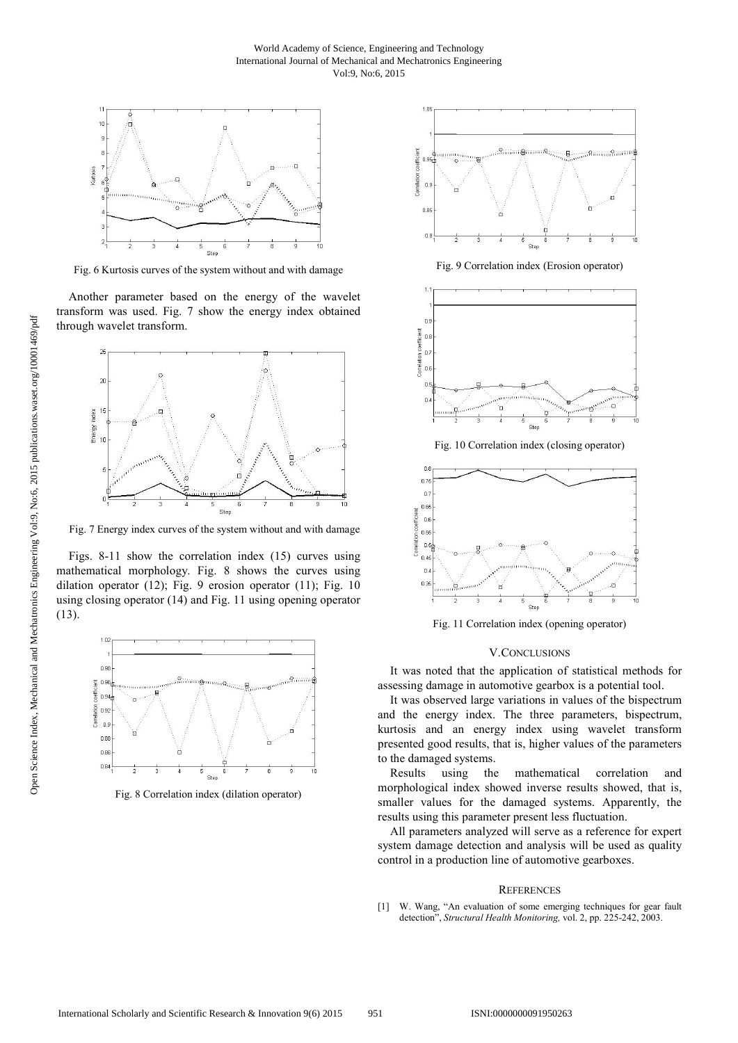Fig. 6 Kurtosis curves of the system without and with damage

Another parameter based on the energy of the wavelet transform was used. Fig. 7 show the energy index obtained through wavelet transform.

Fig. 7 Energy index curves of the system without and with damage

Figs. 8-11 show the correlation index (15) curves using mathematical morphology. Fig. 8 shows the curves using dilation operator (12); Fig. 9 erosion operator (11); Fig. 10 using closing operator (14) and Fig. 11 using opening operator (13).

Fig. 8 Correlation index (dilation operator)

Fig. 9 Correlation index (Erosion operator)

Fig. 10 Correlation index (closing operator)

Fig. 11 Correlation index (opening operator)

## V. CONCLUSIONS

It was noted that the application of statistical methods for assessing damage in automotive gearbox is a potential tool.

It was observed large variations in values of the bispectrum and the energy index. The three parameters, bispectrum, kurtosis and an energy index using wavelet transform presented good results, that is, higher values of the parameters to the damaged systems.

Results using the mathematical correlation and morphological index showed inverse results showed, that is, smaller values for the damaged systems. Apparently, the results using this parameter present less fluctuation.

All parameters analyzed will serve as a reference for expert system damage detection and analysis will be used as quality control in a production line of automotive gearboxes.

## REFERENCES

[1] W. Wang, "An evaluation of some emerging techniques for gear fault detection", *Structural Health Monitoring,* vol. 2, pp. 225-242, 2003.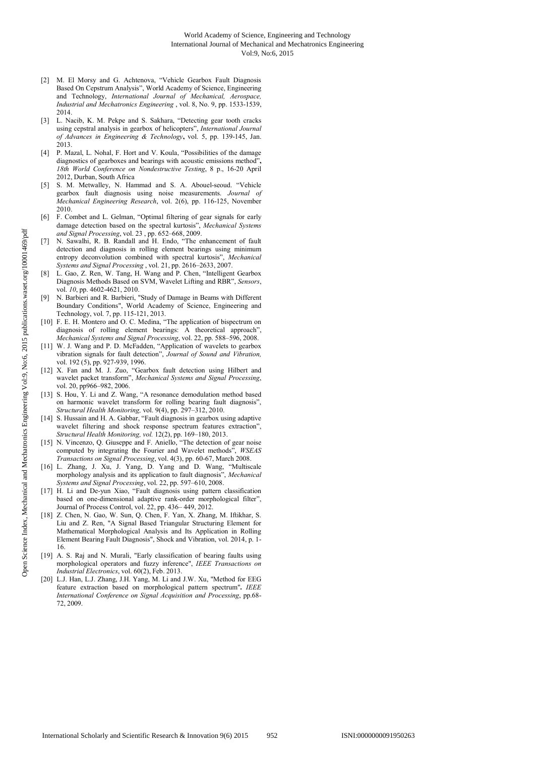[2] M. El Morsy and G. Achtenova, "Vehicle Gearbox Fault Diagnosis Based On Cepstrum Analysis", World Academy of Science, Engineering and Technology, *International Journal of Mechanical, Aerospace, Industrial and Mechatronics Engineering* , vol. 8, No. 9, pp. 1533-1539, 2014.

[3] L. Nacib, K. M. Pekpe and S. Sakhara, "Detecting gear tooth cracks using cepstral analysis in gearbox of helicopters", *International Journal of Advances in Engineering & Technology***,** vol. 5, pp. 139-145, Jan. 2013.

[4] P. Mazal, L. Nohal, F. Hort and V. Koula, "Possibilities of the damage diagnostics of gearboxes and bearings with acoustic emissions method"**,** *18th World Conference on Nondestructive Testing*, 8 p., 16-20 April 2012, Durban, South Africa

[5] S. M. Metwalley, N. Hammad and S. A. Abouel-seoud. "Vehicle gearbox fault diagnosis using noise measurements. *Journal of Mechanical Engineering Research*, vol. 2(6), pp. 116-125, November 2010.

[6] F. Combet and L. Gelman, "Optimal filtering of gear signals for early damage detection based on the spectral kurtosis", *Mechanical Systems and Signal Processing*, vol. 23 , pp. 652–668, 2009.

[7] N. Sawalhi, R. B. Randall and H. Endo, "The enhancement of fault detection and diagnosis in rolling element bearings using minimum entropy deconvolution combined with spectral kurtosis", *Mechanical Systems and Signal Processing* , vol. 21, pp. 2616–2633, 2007.

[8] L. Gao, Z. Ren, W. Tang, H. Wang and P. Chen, "Intelligent Gearbox Diagnosis Methods Based on SVM, Wavelet Lifting and RBR", *Sensors*, vol. *10*, pp. 4602-4621, 2010.

[9] N. Barbieri and R. Barbieri, "Study of Damage in Beams with Different Boundary Conditions", World Academy of Science, Engineering and Technology, vol. 7, pp. 115-121, 2013.

[10] F. E. H. Montero and O. C. Medina, "The application of bispectrum on diagnosis of rolling element bearings: A theoretical approach", *Mechanical Systems and Signal Processing*, vol. 22, pp. 588–596, 2008.

[11] W. J. Wang and P. D. McFadden, "Application of wavelets to gearbox vibration signals for fault detection", *Journal of Sound and Vibration,* vol. 192 (5), pp. 927-939, 1996.

[12] X. Fan and M. J. Zuo, "Gearbox fault detection using Hilbert and wavelet packet transform", *Mechanical Systems and Signal Processing*, vol. 20, pp966–982, 2006.

[13] S. Hou, Y. Li and Z. Wang, "A resonance demodulation method based on harmonic wavelet transform for rolling bearing fault diagnosis", *Structural Health Monitoring,* vol. 9(4), pp. 297–312, 2010.

[14] S. Hussain and H. A. Gabbar, "Fault diagnosis in gearbox using adaptive wavelet filtering and shock response spectrum features extraction", *Structural Health Monitoring, vol.* 12(2), pp. 169–180, 2013.

[15] N. Vincenzo, Q. Giuseppe and F. Aniello, "The detection of gear noise computed by integrating the Fourier and Wavelet methods", *WSEAS Transactions on Signal Processing*, vol. 4(3), pp. 60-67, March 2008.

[16] L. Zhang, J. Xu, J. Yang, D. Yang and D. Wang, "Multiscale morphology analysis and its application to fault diagnosis", *Mechanical Systems and Signal Processing*, vol. 22, pp. 597–610, 2008.

[17] H. Li and De-yun Xiao, "Fault diagnosis using pattern classification based on one-dimensional adaptive rank-order morphological filter", Journal of Process Control, vol. 22, pp. 436– 449, 2012.

[18] Z. Chen, N. Gao, W. Sun, Q. Chen, F. Yan, X. Zhang, M. Iftikhar, S. Liu and Z. Ren, "A Signal Based Triangular Structuring Element for Mathematical Morphological Analysis and Its Application in Rolling Element Bearing Fault Diagnosis", Shock and Vibration, vol. 2014, p. 1-16.

[19] A. S. Raj and N. Murali, "Early classification of bearing faults using morphological operators and fuzzy inference", *IEEE Transactions on Industrial Electronics*, vol. 60(2), Feb. 2013.

[20] L.J. Han, L.J. Zhang, J.H. Yang, M. Li and J.W. Xu, "Method for EEG feature extraction based on morphological pattern spectrum"**.** *IEEE International Conference on Signal Acquisition and Processing*, pp.68-72, 2009.